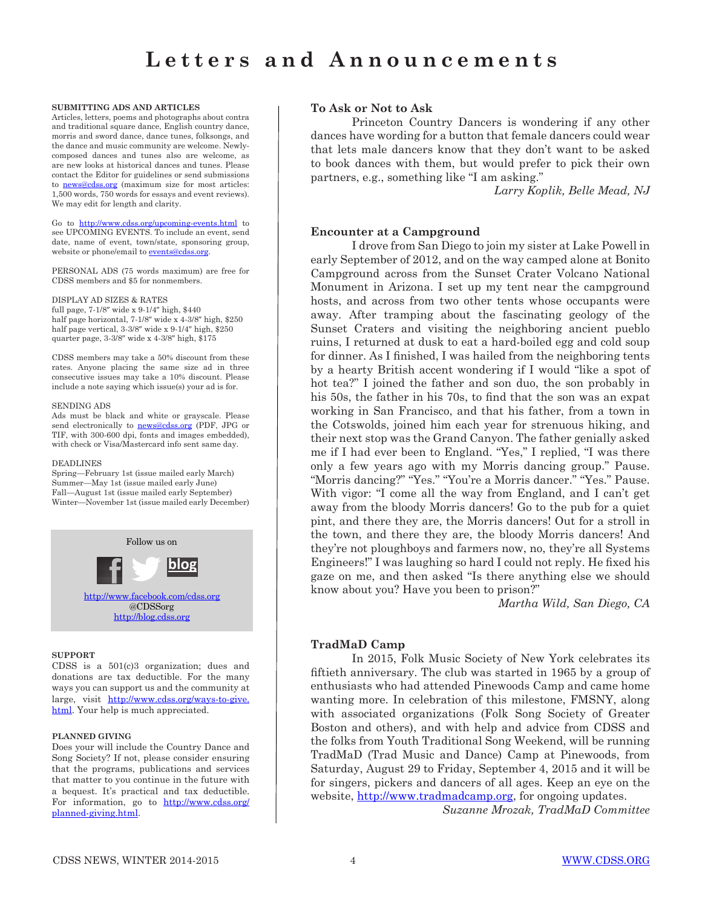# Letters and Announcements

**SUBMITTING ADS AND ARTICLES**
Articles, letters, poems and photographs about contra and traditional square dance, English country dance, morris and sword dance, dance tunes, folksongs, and the dance and music community are welcome. Newly-composed dances and tunes also are welcome, as are new looks at historical dances and tunes. Please contact the Editor for guidelines or send submissions to news@cdss.org (maximum size for most articles: 1,500 words, 750 words for essays and event reviews). We may edit for length and clarity.

Go to http://www.cdss.org/upcoming-events.html to see UPCOMING EVENTS. To include an event, send date, name of event, town/state, sponsoring group, website or phone/email to events@cdss.org.

PERSONAL ADS (75 words maximum) are free for CDSS members and $5 for nonmembers.

DISPLAY AD SIZES & RATES
full page, 7-1/8″ wide x 9-1/4″ high, $440
half page horizontal, 7-1/8″ wide x 4-3/8″ high, $250
half page vertical, 3-3/8″ wide x 9-1/4″ high, $250
quarter page, 3-3/8″ wide x 4-3/8″ high, $175

CDSS members may take a 50% discount from these rates. Anyone placing the same size ad in three consecutive issues may take a 10% discount. Please include a note saying which issue(s) your ad is for.

SENDING ADS
Ads must be black and white or grayscale. Please send electronically to news@cdss.org (PDF, JPG or TIF, with 300-600 dpi, fonts and images embedded), with check or Visa/Mastercard info sent same day.

DEADLINES
Spring—February 1st (issue mailed early March)
Summer—May 1st (issue mailed early June)
Fall—August 1st (issue mailed early September)
Winter—November 1st (issue mailed early December)

Follow us on

http://www.facebook.com/cdss.org
@CDSSorg
http://blog.cdss.org

**SUPPORT**
CDSS is a 501(c)3 organization; dues and donations are tax deductible. For the many ways you can support us and the community at large, visit http://www.cdss.org/ways-to-give.html. Your help is much appreciated.

**PLANNED GIVING**
Does your will include the Country Dance and Song Society? If not, please consider ensuring that the programs, publications and services that matter to you continue in the future with a bequest. It's practical and tax deductible. For information, go to http://www.cdss.org/planned-giving.html.

## To Ask or Not to Ask

Princeton Country Dancers is wondering if any other dances have wording for a button that female dancers could wear that lets male dancers know that they don't want to be asked to book dances with them, but would prefer to pick their own partners, e.g., something like "I am asking."

*Larry Koplik, Belle Mead, NJ*

## Encounter at a Campground

I drove from San Diego to join my sister at Lake Powell in early September of 2012, and on the way camped alone at Bonito Campground across from the Sunset Crater Volcano National Monument in Arizona. I set up my tent near the campground hosts, and across from two other tents whose occupants were away. After tramping about the fascinating geology of the Sunset Craters and visiting the neighboring ancient pueblo ruins, I returned at dusk to eat a hard-boiled egg and cold soup for dinner. As I finished, I was hailed from the neighboring tents by a hearty British accent wondering if I would "like a spot of hot tea?" I joined the father and son duo, the son probably in his 50s, the father in his 70s, to find that the son was an expat working in San Francisco, and that his father, from a town in the Cotswolds, joined him each year for strenuous hiking, and their next stop was the Grand Canyon. The father genially asked me if I had ever been to England. "Yes," I replied, "I was there only a few years ago with my Morris dancing group." Pause. "Morris dancing?" "Yes." "You're a Morris dancer." "Yes." Pause. With vigor: "I come all the way from England, and I can't get away from the bloody Morris dancers! Go to the pub for a quiet pint, and there they are, the Morris dancers! Out for a stroll in the town, and there they are, the bloody Morris dancers! And they're not ploughboys and farmers now, no, they're all Systems Engineers!" I was laughing so hard I could not reply. He fixed his gaze on me, and then asked "Is there anything else we should know about you? Have you been to prison?"

*Martha Wild, San Diego, CA*

## TradMaD Camp

In 2015, Folk Music Society of New York celebrates its fiftieth anniversary. The club was started in 1965 by a group of enthusiasts who had attended Pinewoods Camp and came home wanting more. In celebration of this milestone, FMSNY, along with associated organizations (Folk Song Society of Greater Boston and others), and with help and advice from CDSS and the folks from Youth Traditional Song Weekend, will be running TradMaD (Trad Music and Dance) Camp at Pinewoods, from Saturday, August 29 to Friday, September 4, 2015 and it will be for singers, pickers and dancers of all ages. Keep an eye on the website, http://www.tradmadcamp.org, for ongoing updates.

*Suzanne Mrozak, TradMaD Committee*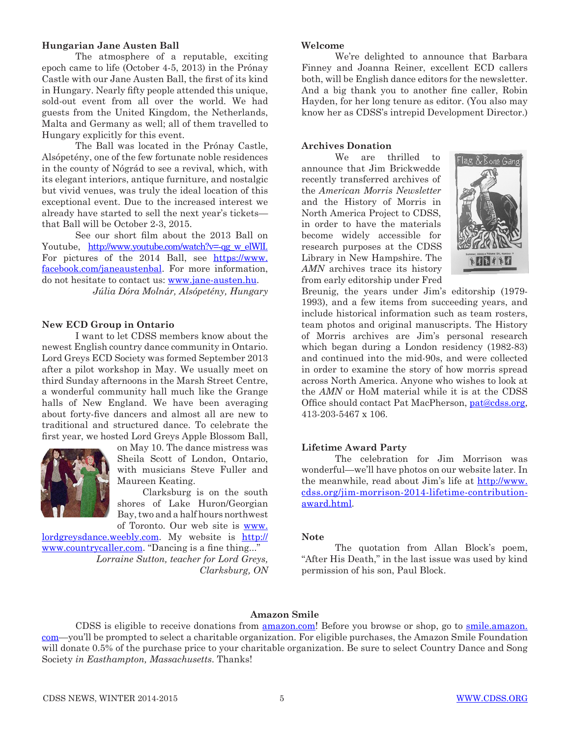### Hungarian Jane Austen Ball

The atmosphere of a reputable, exciting epoch came to life (October 4-5, 2013) in the Prónay Castle with our Jane Austen Ball, the first of its kind in Hungary. Nearly fifty people attended this unique, sold-out event from all over the world. We had guests from the United Kingdom, the Netherlands, Malta and Germany as well; all of them travelled to Hungary explicitly for this event.

The Ball was located in the Prónay Castle, Alsópetény, one of the few fortunate noble residences in the county of Nógrád to see a revival, which, with its elegant interiors, antique furniture, and nostalgic but vivid venues, was truly the ideal location of this exceptional event. Due to the increased interest we already have started to sell the next year's tickets—that Ball will be October 2-3, 2015.

See our short film about the 2013 Ball on Youtube, http://www.youtube.com/watch?v=-qg_w_elWlI. For pictures of the 2014 Ball, see https://www.facebook.com/janeaustenbal. For more information, do not hesitate to contact us: www.jane-austen.hu.

*Júlia Dóra Molnár, Alsópetény, Hungary*

### New ECD Group in Ontario

I want to let CDSS members know about the newest English country dance community in Ontario. Lord Greys ECD Society was formed September 2013 after a pilot workshop in May. We usually meet on third Sunday afternoons in the Marsh Street Centre, a wonderful community hall much like the Grange halls of New England. We have been averaging about forty-five dancers and almost all are new to traditional and structured dance. To celebrate the first year, we hosted Lord Greys Apple Blossom Ball, on May 10. The dance mistress was Sheila Scott of London, Ontario, with musicians Steve Fuller and Maureen Keating.

Clarksburg is on the south shores of Lake Huron/Georgian Bay, two and a half hours northwest of Toronto. Our web site is www.lordgreysdance.weebly.com. My website is http://www.countrycaller.com. "Dancing is a fine thing..."

*Lorraine Sutton, teacher for Lord Greys, Clarksburg, ON*

### Welcome

We're delighted to announce that Barbara Finney and Joanna Reiner, excellent ECD callers both, will be English dance editors for the newsletter. And a big thank you to another fine caller, Robin Hayden, for her long tenure as editor. (You also may know her as CDSS's intrepid Development Director.)

### Archives Donation

We are thrilled to announce that Jim Brickwedde recently transferred archives of the *American Morris Newsletter* and the History of Morris in North America Project to CDSS, in order to have the materials become widely accessible for research purposes at the CDSS Library in New Hampshire. The *AMN* archives trace its history from early editorship under Fred Breunig, the years under Jim's editorship (1979-1993), and a few items from succeeding years, and include historical information such as team rosters, team photos and original manuscripts. The History of Morris archives are Jim's personal research which began during a London residency (1982-83) and continued into the mid-90s, and were collected in order to examine the story of how morris spread across North America. Anyone who wishes to look at the *AMN* or HoM material while it is at the CDSS Office should contact Pat MacPherson, pat@cdss.org, 413-203-5467 x 106.

### Lifetime Award Party

The celebration for Jim Morrison was wonderful—we'll have photos on our website later. In the meanwhile, read about Jim's life at http://www.cdss.org/jim-morrison-2014-lifetime-contribution-award.html.

### Note

The quotation from Allan Block's poem, "After His Death," in the last issue was used by kind permission of his son, Paul Block.

### Amazon Smile

CDSS is eligible to receive donations from amazon.com! Before you browse or shop, go to smile.amazon.com—you'll be prompted to select a charitable organization. For eligible purchases, the Amazon Smile Foundation will donate 0.5% of the purchase price to your charitable organization. Be sure to select Country Dance and Song Society *in Easthampton, Massachusetts.* Thanks!